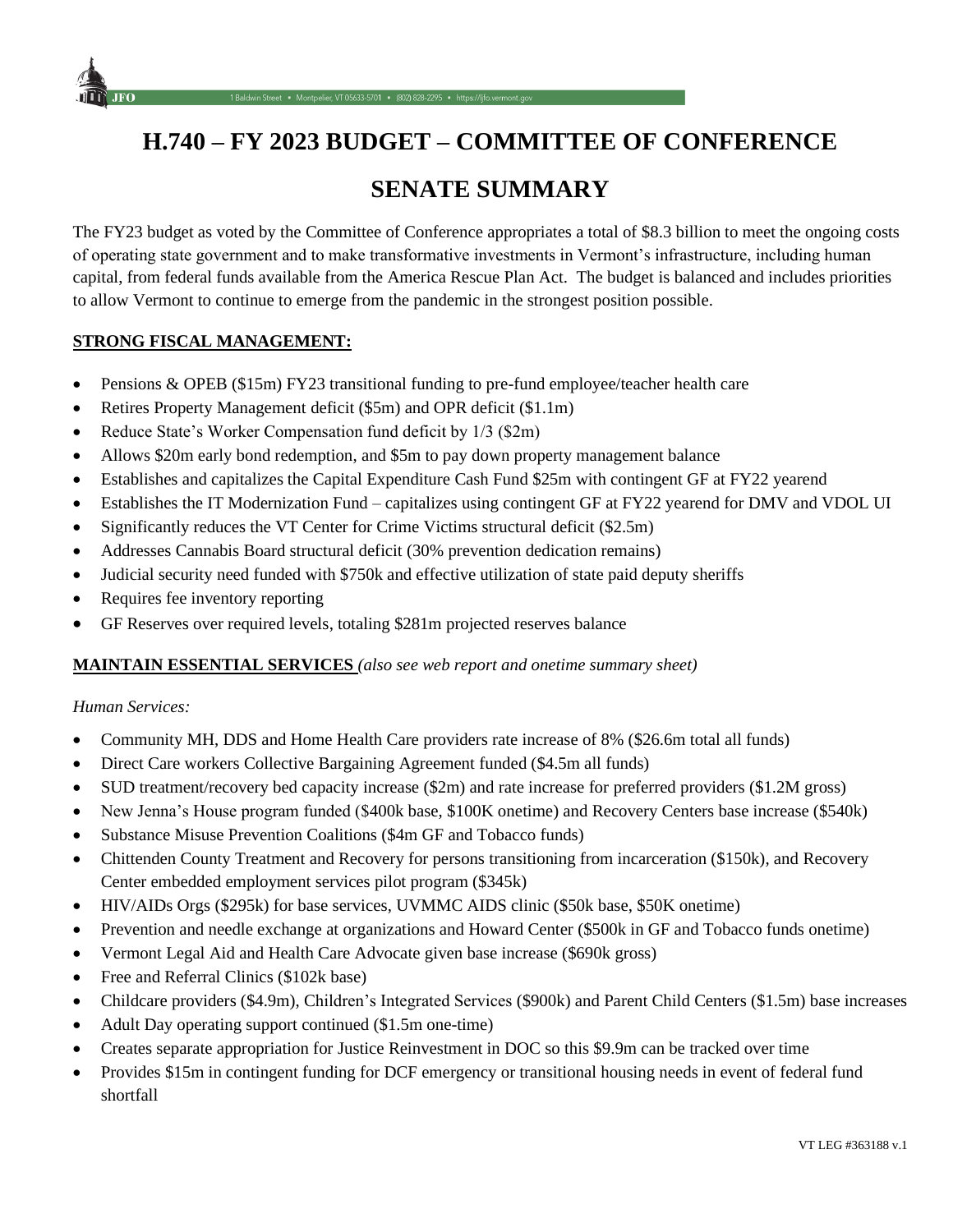# H.740 – FY 2023 BUDGET – COMMITTEE OF CONFERENCE

# SENATE SUMMARY

The FY23 budget as voted by the Committee of Conference appropriates a total of $8.3 billion to meet the ongoing costs of operating state government and to make transformative investments in Vermont's infrastructure, including human capital, from federal funds available from the America Rescue Plan Act. The budget is balanced and includes priorities to allow Vermont to continue to emerge from the pandemic in the strongest position possible.

## STRONG FISCAL MANAGEMENT:

- Pensions & OPEB ($15m) FY23 transitional funding to pre-fund employee/teacher health care
- Retires Property Management deficit ($5m) and OPR deficit ($1.1m)
- Reduce State's Worker Compensation fund deficit by 1/3 ($2m)
- Allows $20m early bond redemption, and $5m to pay down property management balance
- Establishes and capitalizes the Capital Expenditure Cash Fund $25m with contingent GF at FY22 yearend
- Establishes the IT Modernization Fund – capitalizes using contingent GF at FY22 yearend for DMV and VDOL UI
- Significantly reduces the VT Center for Crime Victims structural deficit ($2.5m)
- Addresses Cannabis Board structural deficit (30% prevention dedication remains)
- Judicial security need funded with $750k and effective utilization of state paid deputy sheriffs
- Requires fee inventory reporting
- GF Reserves over required levels, totaling $281m projected reserves balance

## MAINTAIN ESSENTIAL SERVICES *(also see web report and onetime summary sheet)*

*Human Services:*

- Community MH, DDS and Home Health Care providers rate increase of 8% ($26.6m total all funds)
- Direct Care workers Collective Bargaining Agreement funded ($4.5m all funds)
- SUD treatment/recovery bed capacity increase ($2m) and rate increase for preferred providers ($1.2M gross)
- New Jenna's House program funded ($400k base, $100K onetime) and Recovery Centers base increase ($540k)
- Substance Misuse Prevention Coalitions ($4m GF and Tobacco funds)
- Chittenden County Treatment and Recovery for persons transitioning from incarceration ($150k), and Recovery Center embedded employment services pilot program ($345k)
- HIV/AIDs Orgs ($295k) for base services, UVMMC AIDS clinic ($50k base, $50K onetime)
- Prevention and needle exchange at organizations and Howard Center ($500k in GF and Tobacco funds onetime)
- Vermont Legal Aid and Health Care Advocate given base increase ($690k gross)
- Free and Referral Clinics ($102k base)
- Childcare providers ($4.9m), Children's Integrated Services ($900k) and Parent Child Centers ($1.5m) base increases
- Adult Day operating support continued ($1.5m one-time)
- Creates separate appropriation for Justice Reinvestment in DOC so this $9.9m can be tracked over time
- Provides $15m in contingent funding for DCF emergency or transitional housing needs in event of federal fund shortfall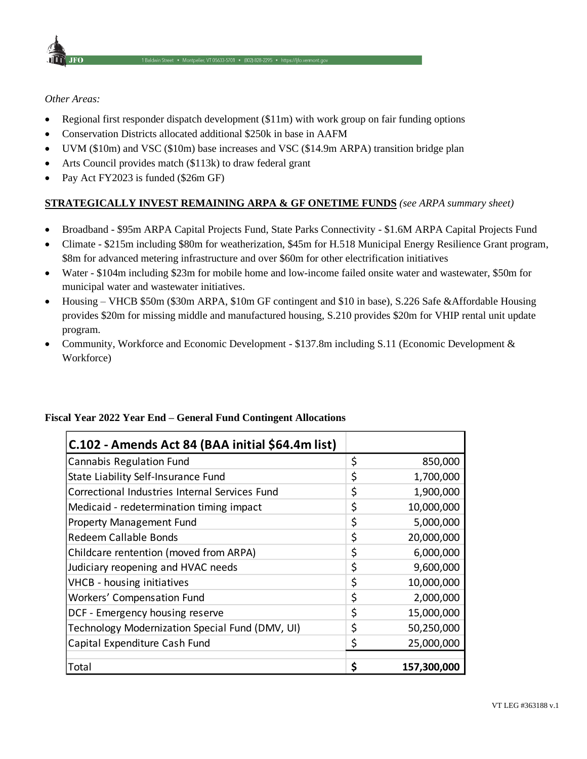*Other Areas:*

- Regional first responder dispatch development ($11m) with work group on fair funding options
- Conservation Districts allocated additional $250k in base in AAFM
- UVM ($10m) and VSC ($10m) base increases and VSC ($14.9m ARPA) transition bridge plan
- Arts Council provides match ($113k) to draw federal grant
- Pay Act FY2023 is funded ($26m GF)

**<u>STRATEGICALLY INVEST REMAINING ARPA & GF ONETIME FUNDS</u>** *(see ARPA summary sheet)*

- Broadband - $95m ARPA Capital Projects Fund, State Parks Connectivity - $1.6M ARPA Capital Projects Fund
- Climate - $215m including $80m for weatherization, $45m for H.518 Municipal Energy Resilience Grant program, $8m for advanced metering infrastructure and over $60m for other electrification initiatives
- Water - $104m including $23m for mobile home and low-income failed onsite water and wastewater, $50m for municipal water and wastewater initiatives.
- Housing – VHCB $50m ($30m ARPA, $10m GF contingent and $10 in base), S.226 Safe &Affordable Housing provides $20m for missing middle and manufactured housing, S.210 provides $20m for VHIP rental unit update program.
- Community, Workforce and Economic Development - $137.8m including S.11 (Economic Development & Workforce)

**Fiscal Year 2022 Year End – General Fund Contingent Allocations**

| **C.102 - Amends Act 84 (BAA initial $64.4m list)** | |
|---|---|
| Cannabis Regulation Fund | $ 850,000 |
| State Liability Self-Insurance Fund | $ 1,700,000 |
| Correctional Industries Internal Services Fund | $ 1,900,000 |
| Medicaid - redetermination timing impact | $ 10,000,000 |
| Property Management Fund | $ 5,000,000 |
| Redeem Callable Bonds | $ 20,000,000 |
| Childcare rentention (moved from ARPA) | $ 6,000,000 |
| Judiciary reopening and HVAC needs | $ 9,600,000 |
| VHCB - housing initiatives | $ 10,000,000 |
| Workers' Compensation Fund | $ 2,000,000 |
| DCF - Emergency housing reserve | $ 15,000,000 |
| Technology Modernization Special Fund (DMV, UI) | $ 50,250,000 |
| Capital Expenditure Cash Fund | $ 25,000,000 |
| Total | **$ 157,300,000** |